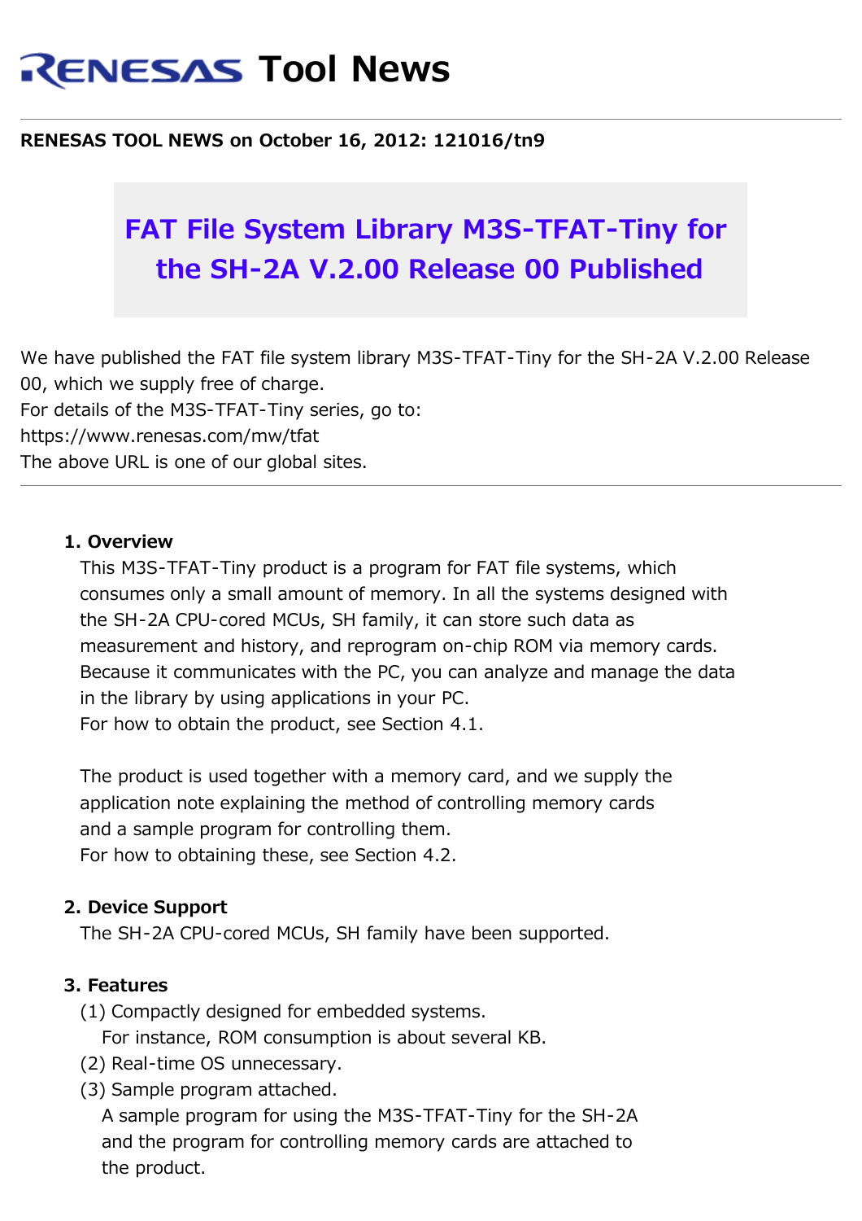# RENESAS Tool News

**RENESAS TOOL NEWS on October 16, 2012: 121016/tn9**

## FAT File System Library M3S-TFAT-Tiny for the SH-2A V.2.00 Release 00 Published

We have published the FAT file system library M3S-TFAT-Tiny for the SH-2A V.2.00 Release 00, which we supply free of charge.
For details of the M3S-TFAT-Tiny series, go to:
https://www.renesas.com/mw/tfat
The above URL is one of our global sites.

---

### 1. Overview

This M3S-TFAT-Tiny product is a program for FAT file systems, which consumes only a small amount of memory. In all the systems designed with the SH-2A CPU-cored MCUs, SH family, it can store such data as measurement and history, and reprogram on-chip ROM via memory cards. Because it communicates with the PC, you can analyze and manage the data in the library by using applications in your PC.
For how to obtain the product, see Section 4.1.

The product is used together with a memory card, and we supply the application note explaining the method of controlling memory cards and a sample program for controlling them.
For how to obtaining these, see Section 4.2.

### 2. Device Support

The SH-2A CPU-cored MCUs, SH family have been supported.

### 3. Features

(1) Compactly designed for embedded systems.
For instance, ROM consumption is about several KB.
(2) Real-time OS unnecessary.
(3) Sample program attached.
A sample program for using the M3S-TFAT-Tiny for the SH-2A and the program for controlling memory cards are attached to the product.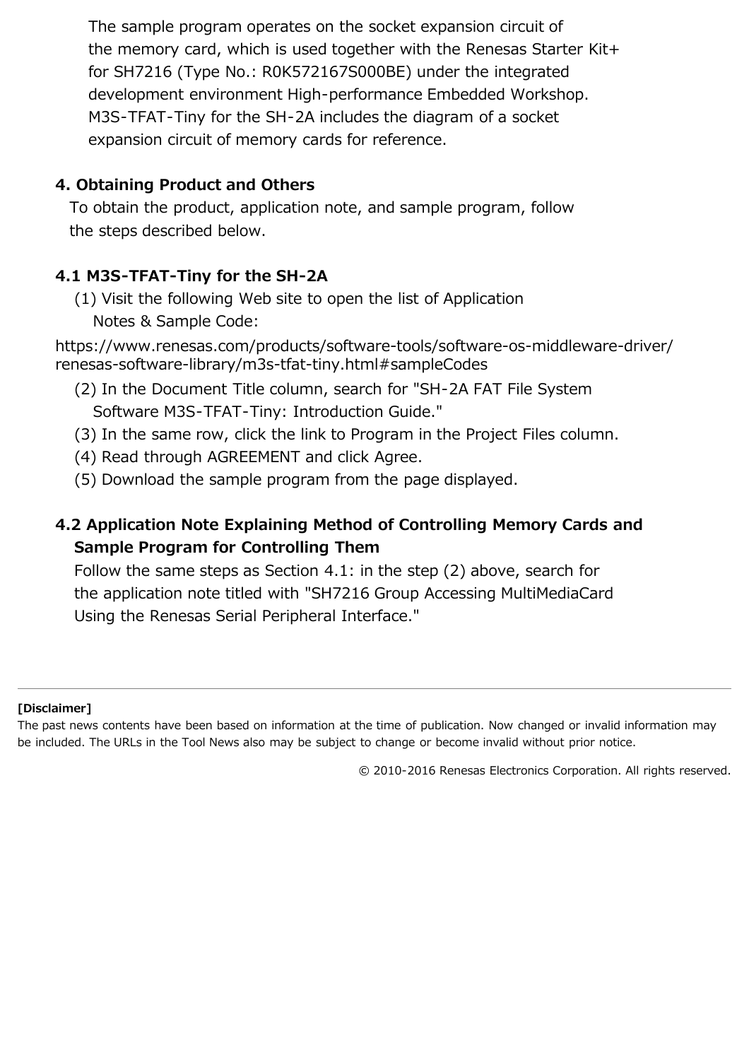The sample program operates on the socket expansion circuit of the memory card, which is used together with the Renesas Starter Kit+ for SH7216 (Type No.: R0K572167S000BE) under the integrated development environment High-performance Embedded Workshop. M3S-TFAT-Tiny for the SH-2A includes the diagram of a socket expansion circuit of memory cards for reference.

## 4. Obtaining Product and Others

To obtain the product, application note, and sample program, follow the steps described below.

### 4.1 M3S-TFAT-Tiny for the SH-2A

(1) Visit the following Web site to open the list of Application Notes & Sample Code:

https://www.renesas.com/products/software-tools/software-os-middleware-driver/renesas-software-library/m3s-tfat-tiny.html#sampleCodes

(2) In the Document Title column, search for "SH-2A FAT File System Software M3S-TFAT-Tiny: Introduction Guide."

(3) In the same row, click the link to Program in the Project Files column.

(4) Read through AGREEMENT and click Agree.

(5) Download the sample program from the page displayed.

### 4.2 Application Note Explaining Method of Controlling Memory Cards and Sample Program for Controlling Them

Follow the same steps as Section 4.1: in the step (2) above, search for the application note titled with "SH7216 Group Accessing MultiMediaCard Using the Renesas Serial Peripheral Interface."

---

**[Disclaimer]**

The past news contents have been based on information at the time of publication. Now changed or invalid information may be included. The URLs in the Tool News also may be subject to change or become invalid without prior notice.

© 2010-2016 Renesas Electronics Corporation. All rights reserved.